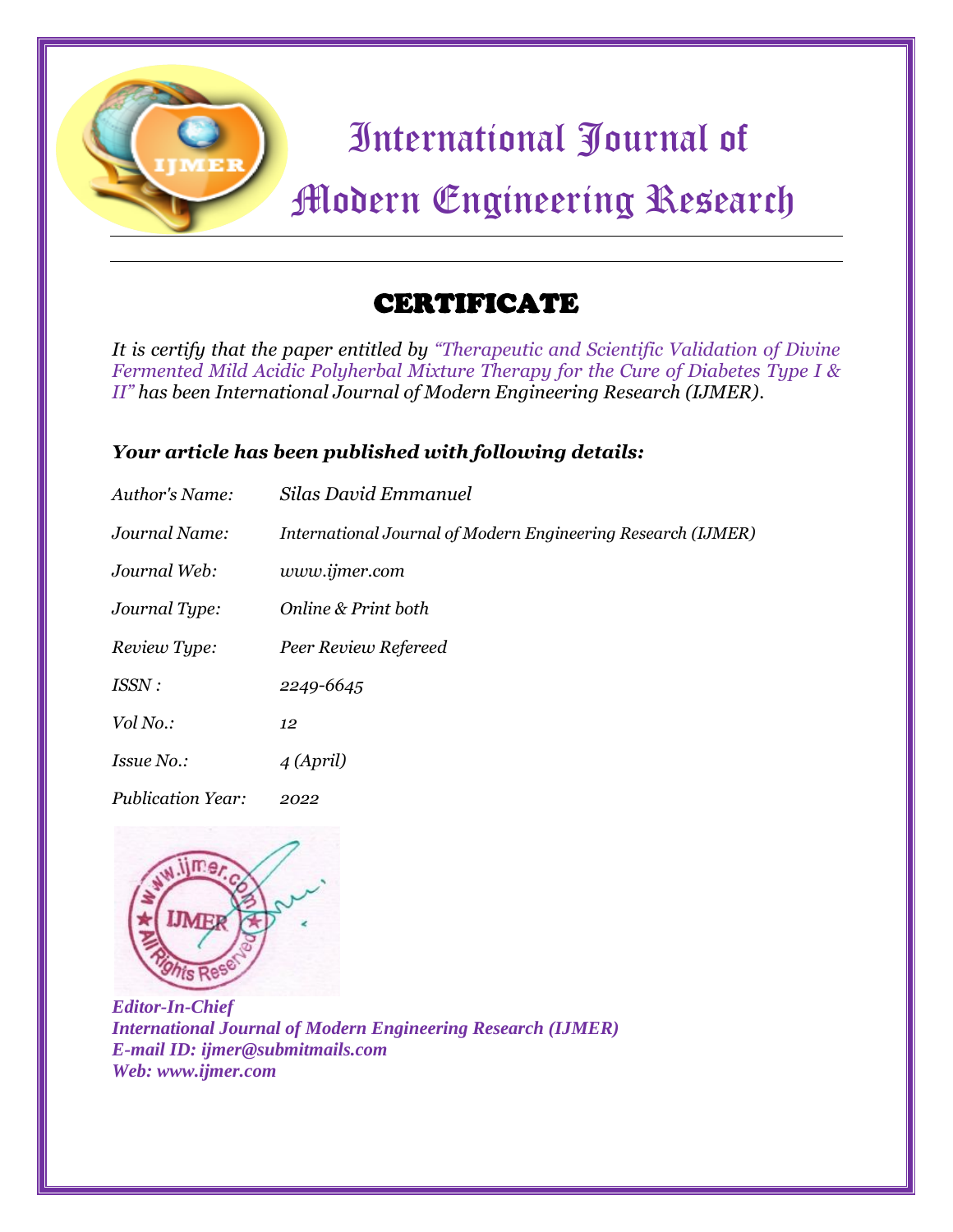# International Journal of Modern Engineering Research

## CERTIFICATE

*It is certify that the paper entitled by "Therapeutic and Scientific Validation of Divine Fermented Mild Acidic Polyherbal Mixture Therapy for the Cure of Diabetes Type I & II" has been International Journal of Modern Engineering Research (IJMER).*

### *Your article has been published with following details:*

| | |
|---|---|
| *Author's Name:* | *Silas David Emmanuel* |
| *Journal Name:* | *International Journal of Modern Engineering Research (IJMER)* |
| *Journal Web:* | *www.ijmer.com* |
| *Journal Type:* | *Online & Print both* |
| *Review Type:* | *Peer Review Refereed* |
| *ISSN :* | *2249-6645* |
| *Vol No.:* | *12* |
| *Issue No.:* | *4 (April)* |
| *Publication Year:* | *2022* |

***Editor-In-Chief***
***International Journal of Modern Engineering Research (IJMER)***
***E-mail ID: ijmer@submitmails.com***
***Web: www.ijmer.com***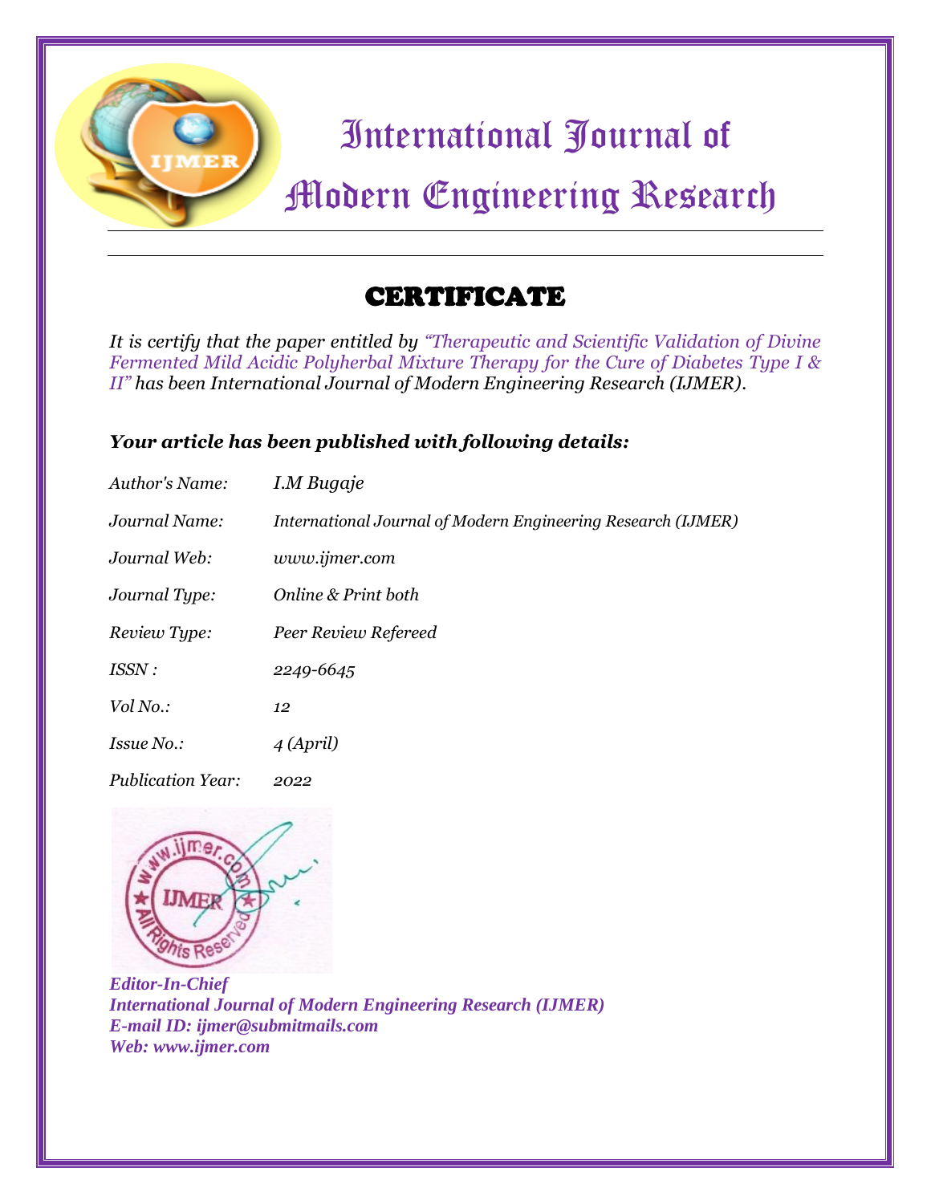# International Journal of Modern Engineering Research

## CERTIFICATE

*It is certify that the paper entitled by "Therapeutic and Scientific Validation of Divine Fermented Mild Acidic Polyherbal Mixture Therapy for the Cure of Diabetes Type I & II" has been International Journal of Modern Engineering Research (IJMER).*

***Your article has been published with following details:***

| | |
|---|---|
| *Author's Name:* | *I.M Bugaje* |
| *Journal Name:* | *International Journal of Modern Engineering Research (IJMER)* |
| *Journal Web:* | *www.ijmer.com* |
| *Journal Type:* | *Online & Print both* |
| *Review Type:* | *Peer Review Refereed* |
| *ISSN :* | *2249-6645* |
| *Vol No.:* | *12* |
| *Issue No.:* | *4 (April)* |
| *Publication Year:* | *2022* |

***Editor-In-Chief***
***International Journal of Modern Engineering Research (IJMER)***
***E-mail ID: ijmer@submitmails.com***
***Web: www.ijmer.com***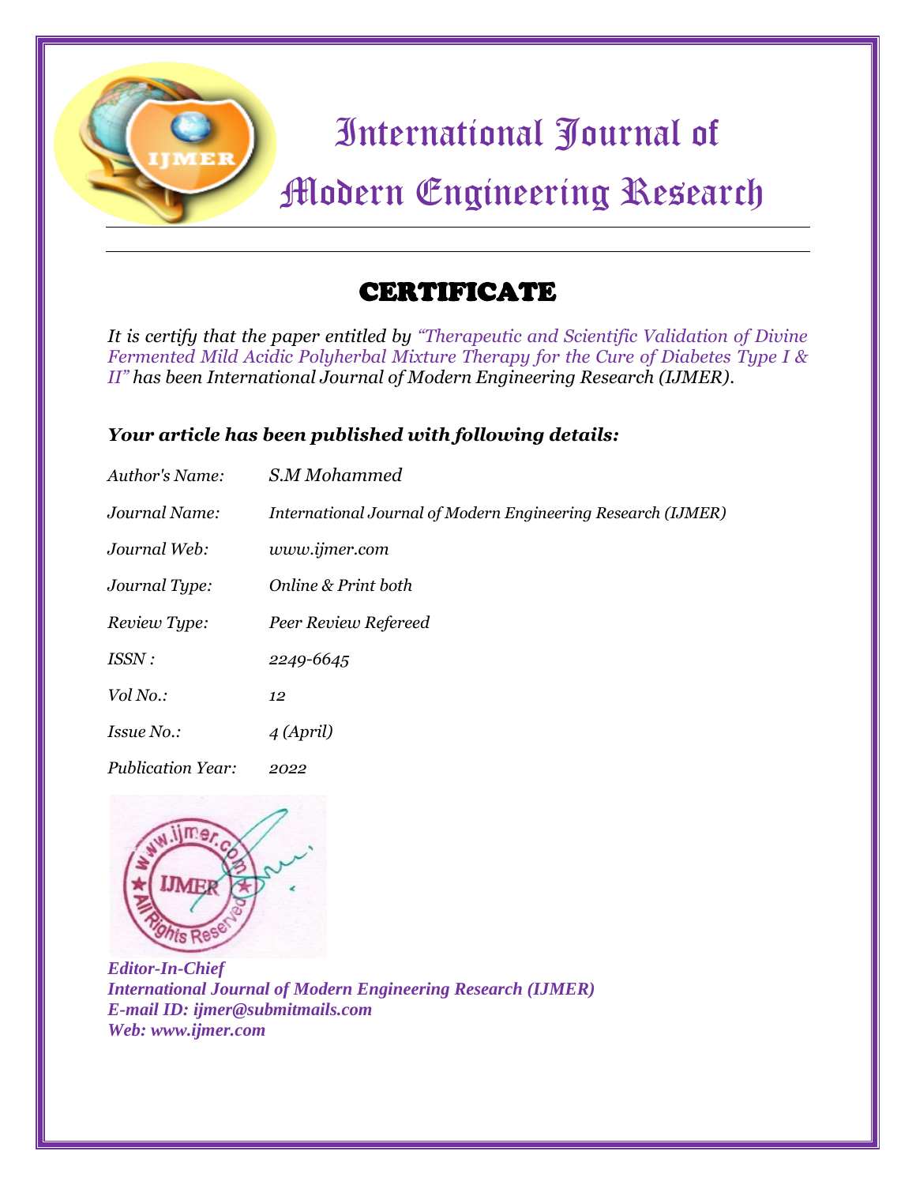# International Journal of Modern Engineering Research

## CERTIFICATE

*It is certify that the paper entitled by "Therapeutic and Scientific Validation of Divine Fermented Mild Acidic Polyherbal Mixture Therapy for the Cure of Diabetes Type I & II" has been International Journal of Modern Engineering Research (IJMER).*

***Your article has been published with following details:***

| | |
|---|---|
| *Author's Name:* | *S.M Mohammed* |
| *Journal Name:* | *International Journal of Modern Engineering Research (IJMER)* |
| *Journal Web:* | *www.ijmer.com* |
| *Journal Type:* | *Online & Print both* |
| *Review Type:* | *Peer Review Refereed* |
| *ISSN :* | *2249-6645* |
| *Vol No.:* | *12* |
| *Issue No.:* | *4 (April)* |
| *Publication Year:* | *2022* |

***Editor-In-Chief***
***International Journal of Modern Engineering Research (IJMER)***
***E-mail ID: ijmer@submitmails.com***
***Web: www.ijmer.com***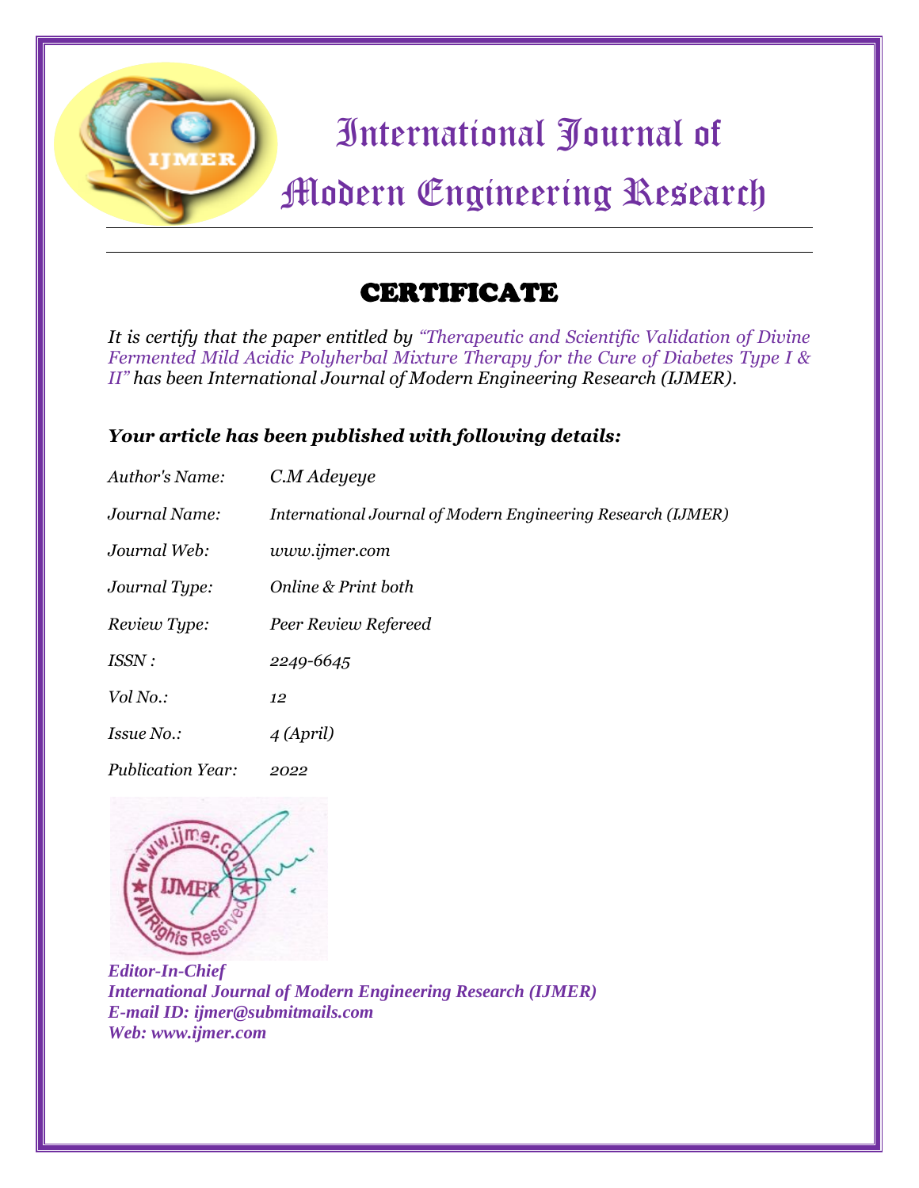# International Journal of Modern Engineering Research

## CERTIFICATE

*It is certify that the paper entitled by "Therapeutic and Scientific Validation of Divine Fermented Mild Acidic Polyherbal Mixture Therapy for the Cure of Diabetes Type I & II" has been International Journal of Modern Engineering Research (IJMER).*

***Your article has been published with following details:***

| | |
|---|---|
| *Author's Name:* | *C.M Adeyeye* |
| *Journal Name:* | *International Journal of Modern Engineering Research (IJMER)* |
| *Journal Web:* | *www.ijmer.com* |
| *Journal Type:* | *Online & Print both* |
| *Review Type:* | *Peer Review Refereed* |
| *ISSN :* | *2249-6645* |
| *Vol No.:* | *12* |
| *Issue No.:* | *4 (April)* |
| *Publication Year:* | *2022* |

***Editor-In-Chief***
***International Journal of Modern Engineering Research (IJMER)***
***E-mail ID: ijmer@submitmails.com***
***Web: www.ijmer.com***